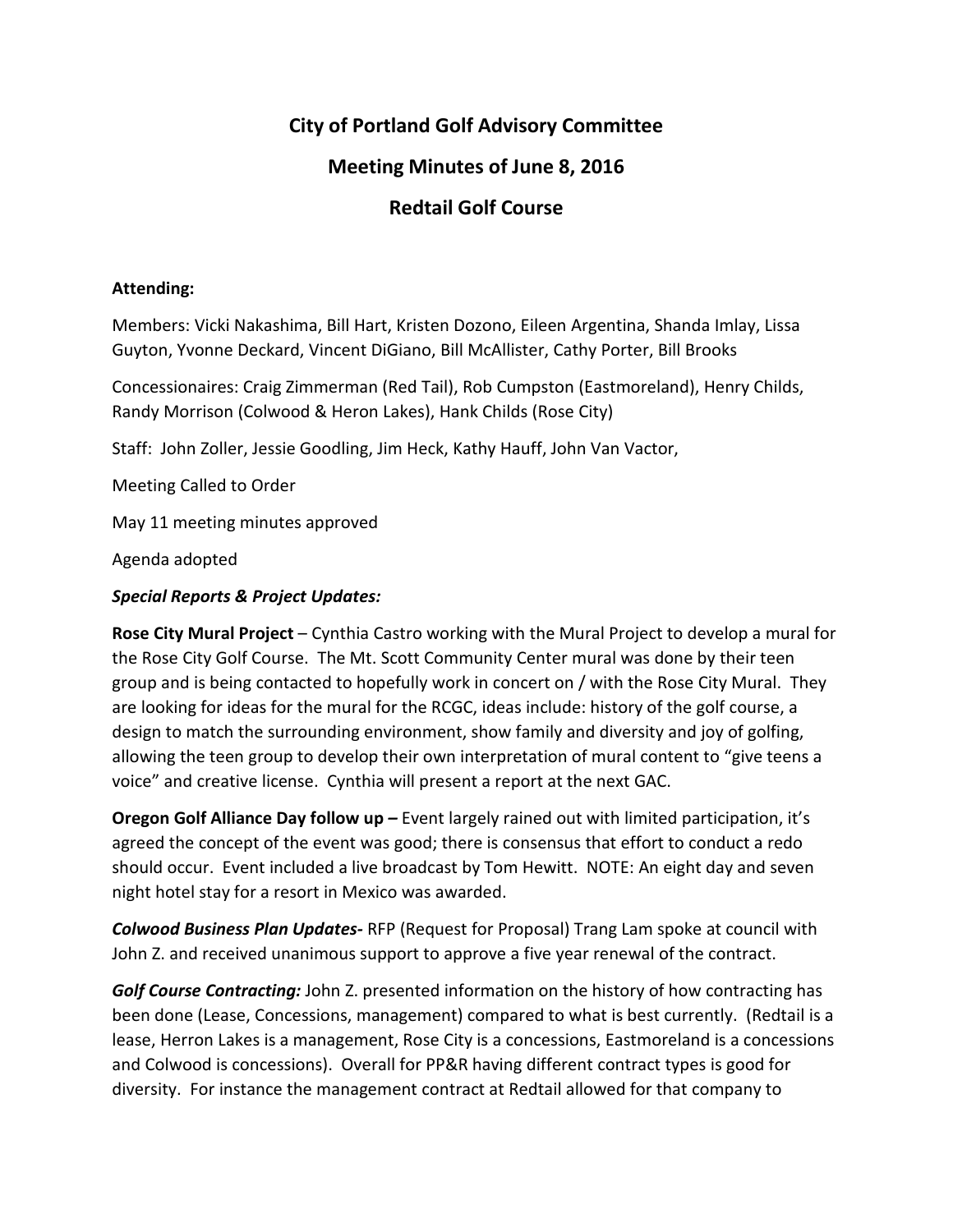# City of Portland Golf Advisory Committee

## Meeting Minutes of June 8, 2016

## Redtail Golf Course

**Attending:**

Members: Vicki Nakashima, Bill Hart, Kristen Dozono, Eileen Argentina, Shanda Imlay, Lissa Guyton, Yvonne Deckard, Vincent DiGiano, Bill McAllister, Cathy Porter, Bill Brooks

Concessionaires: Craig Zimmerman (Red Tail), Rob Cumpston (Eastmoreland), Henry Childs, Randy Morrison (Colwood & Heron Lakes), Hank Childs (Rose City)

Staff: John Zoller, Jessie Goodling, Jim Heck, Kathy Hauff, John Van Vactor,

Meeting Called to Order

May 11 meeting minutes approved

Agenda adopted

***Special Reports & Project Updates:***

**Rose City Mural Project** – Cynthia Castro working with the Mural Project to develop a mural for the Rose City Golf Course. The Mt. Scott Community Center mural was done by their teen group and is being contacted to hopefully work in concert on / with the Rose City Mural. They are looking for ideas for the mural for the RCGC, ideas include: history of the golf course, a design to match the surrounding environment, show family and diversity and joy of golfing, allowing the teen group to develop their own interpretation of mural content to "give teens a voice" and creative license. Cynthia will present a report at the next GAC.

**Oregon Golf Alliance Day follow up –** Event largely rained out with limited participation, it's agreed the concept of the event was good; there is consensus that effort to conduct a redo should occur. Event included a live broadcast by Tom Hewitt. NOTE: An eight day and seven night hotel stay for a resort in Mexico was awarded.

***Colwood Business Plan Updates-*** RFP (Request for Proposal) Trang Lam spoke at council with John Z. and received unanimous support to approve a five year renewal of the contract.

***Golf Course Contracting:*** John Z. presented information on the history of how contracting has been done (Lease, Concessions, management) compared to what is best currently. (Redtail is a lease, Herron Lakes is a management, Rose City is a concessions, Eastmoreland is a concessions and Colwood is concessions). Overall for PP&R having different contract types is good for diversity. For instance the management contract at Redtail allowed for that company to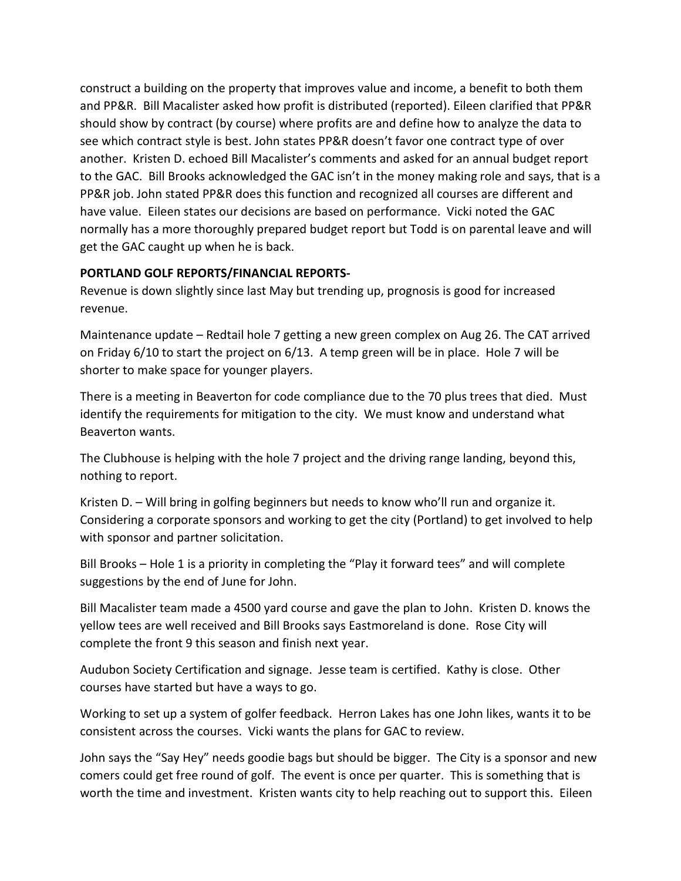construct a building on the property that improves value and income, a benefit to both them and PP&R. Bill Macalister asked how profit is distributed (reported). Eileen clarified that PP&R should show by contract (by course) where profits are and define how to analyze the data to see which contract style is best. John states PP&R doesn't favor one contract type of over another. Kristen D. echoed Bill Macalister's comments and asked for an annual budget report to the GAC. Bill Brooks acknowledged the GAC isn't in the money making role and says, that is a PP&R job. John stated PP&R does this function and recognized all courses are different and have value. Eileen states our decisions are based on performance. Vicki noted the GAC normally has a more thoroughly prepared budget report but Todd is on parental leave and will get the GAC caught up when he is back.

**PORTLAND GOLF REPORTS/FINANCIAL REPORTS-**

Revenue is down slightly since last May but trending up, prognosis is good for increased revenue.

Maintenance update – Redtail hole 7 getting a new green complex on Aug 26. The CAT arrived on Friday 6/10 to start the project on 6/13. A temp green will be in place. Hole 7 will be shorter to make space for younger players.

There is a meeting in Beaverton for code compliance due to the 70 plus trees that died. Must identify the requirements for mitigation to the city. We must know and understand what Beaverton wants.

The Clubhouse is helping with the hole 7 project and the driving range landing, beyond this, nothing to report.

Kristen D. – Will bring in golfing beginners but needs to know who'll run and organize it. Considering a corporate sponsors and working to get the city (Portland) to get involved to help with sponsor and partner solicitation.

Bill Brooks – Hole 1 is a priority in completing the "Play it forward tees" and will complete suggestions by the end of June for John.

Bill Macalister team made a 4500 yard course and gave the plan to John. Kristen D. knows the yellow tees are well received and Bill Brooks says Eastmoreland is done. Rose City will complete the front 9 this season and finish next year.

Audubon Society Certification and signage. Jesse team is certified. Kathy is close. Other courses have started but have a ways to go.

Working to set up a system of golfer feedback. Herron Lakes has one John likes, wants it to be consistent across the courses. Vicki wants the plans for GAC to review.

John says the "Say Hey" needs goodie bags but should be bigger. The City is a sponsor and new comers could get free round of golf. The event is once per quarter. This is something that is worth the time and investment. Kristen wants city to help reaching out to support this. Eileen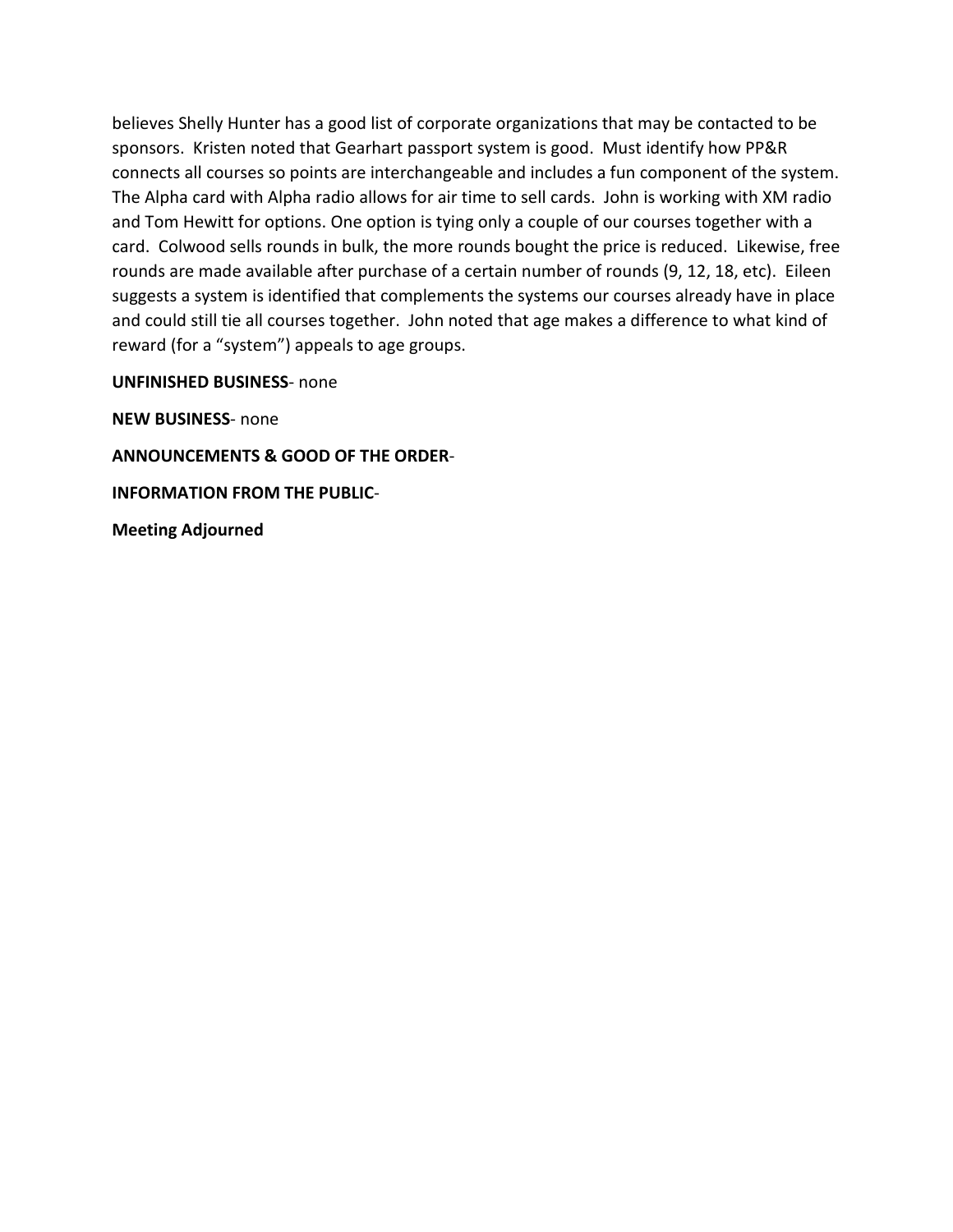believes Shelly Hunter has a good list of corporate organizations that may be contacted to be sponsors. Kristen noted that Gearhart passport system is good. Must identify how PP&R connects all courses so points are interchangeable and includes a fun component of the system. The Alpha card with Alpha radio allows for air time to sell cards. John is working with XM radio and Tom Hewitt for options. One option is tying only a couple of our courses together with a card. Colwood sells rounds in bulk, the more rounds bought the price is reduced. Likewise, free rounds are made available after purchase of a certain number of rounds (9, 12, 18, etc). Eileen suggests a system is identified that complements the systems our courses already have in place and could still tie all courses together. John noted that age makes a difference to what kind of reward (for a "system") appeals to age groups.

**UNFINISHED BUSINESS**- none

**NEW BUSINESS**- none

**ANNOUNCEMENTS & GOOD OF THE ORDER**-

**INFORMATION FROM THE PUBLIC**-

**Meeting Adjourned**